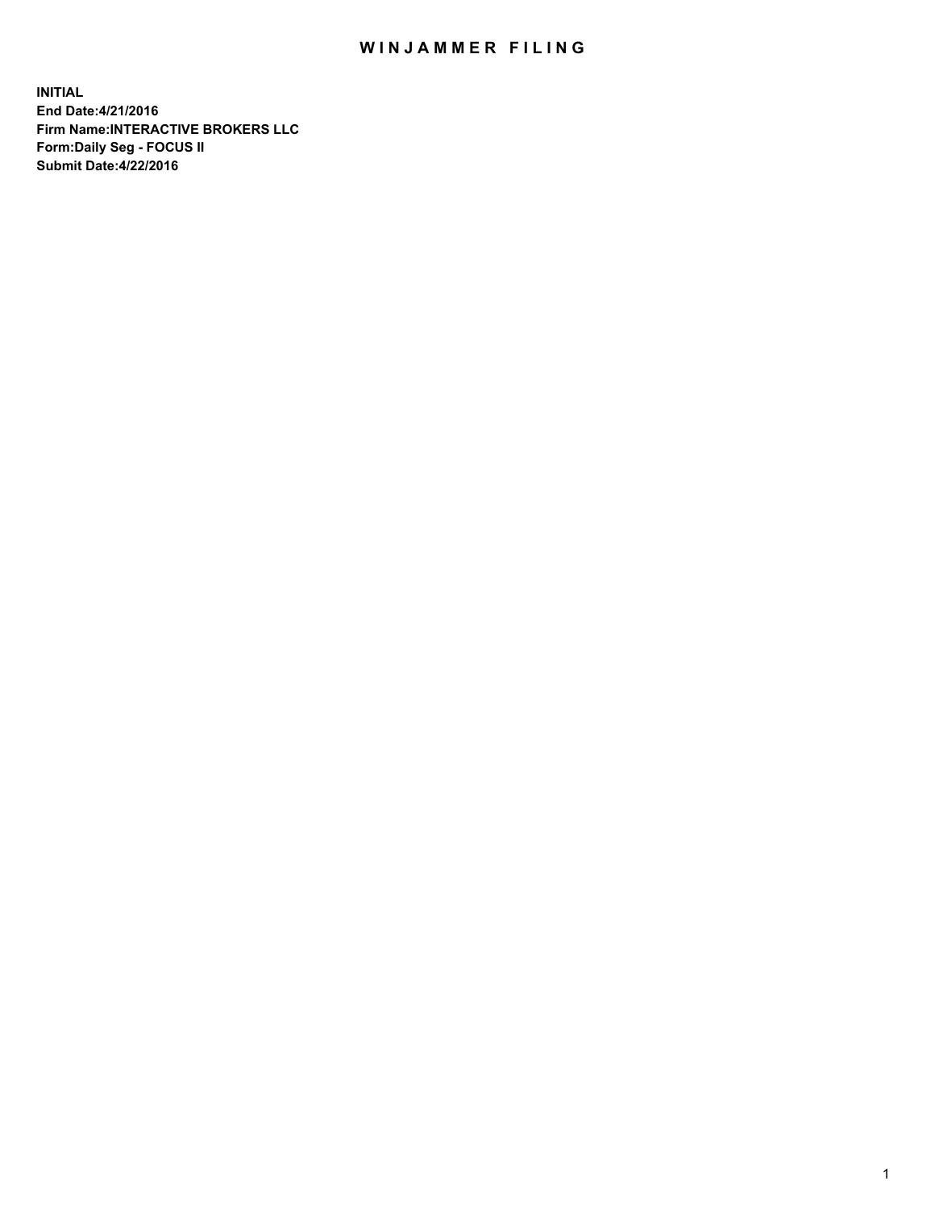# WINJAMMER FILING

**INITIAL**
**End Date:4/21/2016**
**Firm Name:INTERACTIVE BROKERS LLC**
**Form:Daily Seg - FOCUS II**
**Submit Date:4/22/2016**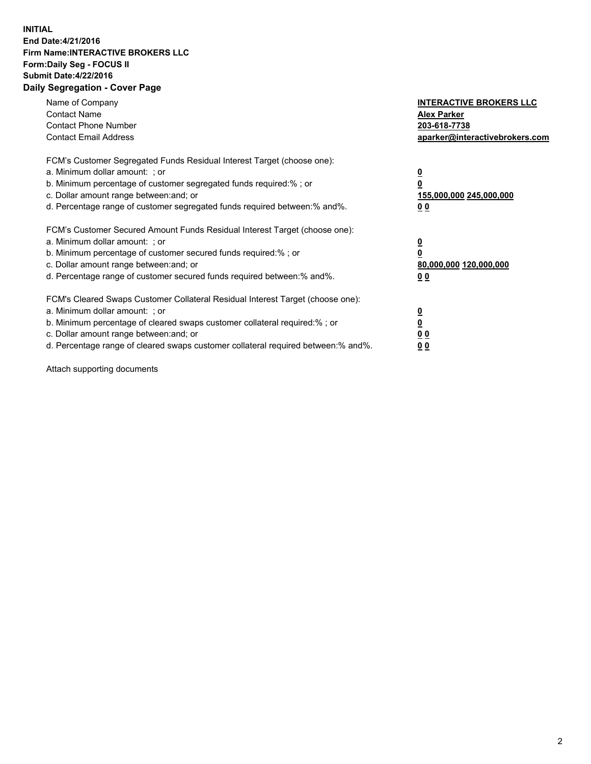**INITIAL**
**End Date:4/21/2016**
**Firm Name:INTERACTIVE BROKERS LLC**
**Form:Daily Seg - FOCUS II**
**Submit Date:4/22/2016**
**Daily Segregation - Cover Page**

| | |
|---|---|
| Name of Company | **INTERACTIVE BROKERS LLC** |
| Contact Name | **Alex Parker** |
| Contact Phone Number | **203-618-7738** |
| Contact Email Address | **aparker@interactivebrokers.com** |

FCM's Customer Segregated Funds Residual Interest Target (choose one):

| | |
|---|---|
| a. Minimum dollar amount: ; or | **0** |
| b. Minimum percentage of customer segregated funds required:% ; or | **0** |
| c. Dollar amount range between:and; or | **155,000,000 245,000,000** |
| d. Percentage range of customer segregated funds required between:% and%. | **0 0** |

FCM's Customer Secured Amount Funds Residual Interest Target (choose one):

| | |
|---|---|
| a. Minimum dollar amount: ; or | **0** |
| b. Minimum percentage of customer secured funds required:% ; or | **0** |
| c. Dollar amount range between:and; or | **80,000,000 120,000,000** |
| d. Percentage range of customer secured funds required between:% and%. | **0 0** |

FCM's Cleared Swaps Customer Collateral Residual Interest Target (choose one):

| | |
|---|---|
| a. Minimum dollar amount: ; or | **0** |
| b. Minimum percentage of cleared swaps customer collateral required:% ; or | **0** |
| c. Dollar amount range between:and; or | **0 0** |
| d. Percentage range of cleared swaps customer collateral required between:% and%. | **0 0** |

Attach supporting documents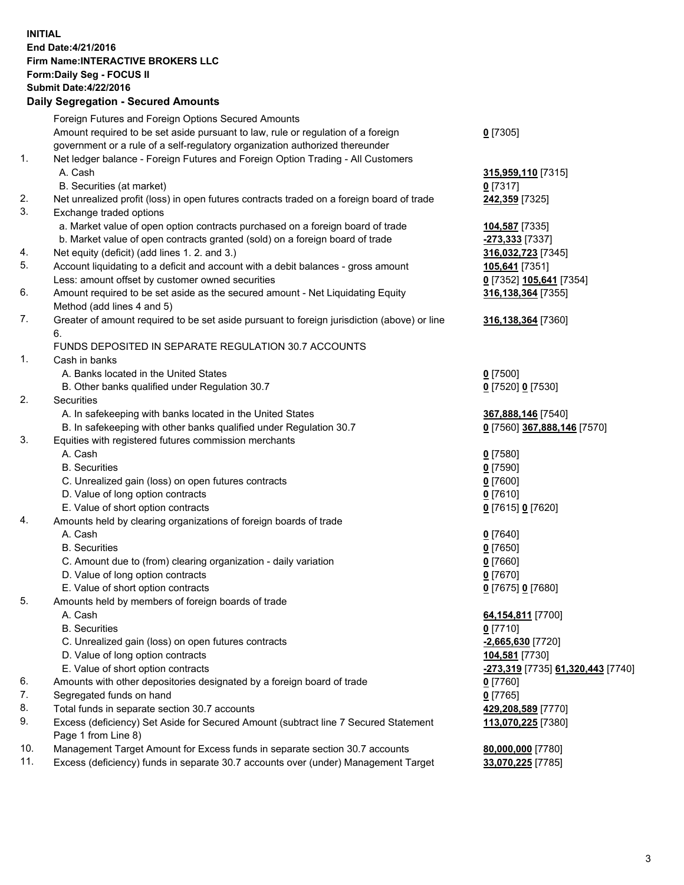**INITIAL**
**End Date:4/21/2016**
**Firm Name:INTERACTIVE BROKERS LLC**
**Form:Daily Seg - FOCUS II**
**Submit Date:4/22/2016**
**Daily Segregation - Secured Amounts**

| | | |
|---|---|---|
| | Foreign Futures and Foreign Options Secured Amounts | |
| | Amount required to be set aside pursuant to law, rule or regulation of a foreign government or a rule of a self-regulatory organization authorized thereunder | **0** [7305] |
| 1. | Net ledger balance - Foreign Futures and Foreign Option Trading - All Customers | |
| | A. Cash | **315,959,110** [7315] |
| | B. Securities (at market) | **0** [7317] |
| 2. | Net unrealized profit (loss) in open futures contracts traded on a foreign board of trade | **242,359** [7325] |
| 3. | Exchange traded options | |
| | a. Market value of open option contracts purchased on a foreign board of trade | **104,587** [7335] |
| | b. Market value of open contracts granted (sold) on a foreign board of trade | **-273,333** [7337] |
| 4. | Net equity (deficit) (add lines 1. 2. and 3.) | **316,032,723** [7345] |
| 5. | Account liquidating to a deficit and account with a debit balances - gross amount | **105,641** [7351] |
| | Less: amount offset by customer owned securities | **0** [7352] **105,641** [7354] |
| 6. | Amount required to be set aside as the secured amount - Net Liquidating Equity Method (add lines 4 and 5) | **316,138,364** [7355] |
| 7. | Greater of amount required to be set aside pursuant to foreign jurisdiction (above) or line 6. | **316,138,364** [7360] |
| | FUNDS DEPOSITED IN SEPARATE REGULATION 30.7 ACCOUNTS | |
| 1. | Cash in banks | |
| | A. Banks located in the United States | **0** [7500] |
| | B. Other banks qualified under Regulation 30.7 | **0** [7520] **0** [7530] |
| 2. | Securities | |
| | A. In safekeeping with banks located in the United States | **367,888,146** [7540] |
| | B. In safekeeping with other banks qualified under Regulation 30.7 | **0** [7560] **367,888,146** [7570] |
| 3. | Equities with registered futures commission merchants | |
| | A. Cash | **0** [7580] |
| | B. Securities | **0** [7590] |
| | C. Unrealized gain (loss) on open futures contracts | **0** [7600] |
| | D. Value of long option contracts | **0** [7610] |
| | E. Value of short option contracts | **0** [7615] **0** [7620] |
| 4. | Amounts held by clearing organizations of foreign boards of trade | |
| | A. Cash | **0** [7640] |
| | B. Securities | **0** [7650] |
| | C. Amount due to (from) clearing organization - daily variation | **0** [7660] |
| | D. Value of long option contracts | **0** [7670] |
| | E. Value of short option contracts | **0** [7675] **0** [7680] |
| 5. | Amounts held by members of foreign boards of trade | |
| | A. Cash | **64,154,811** [7700] |
| | B. Securities | **0** [7710] |
| | C. Unrealized gain (loss) on open futures contracts | **-2,665,630** [7720] |
| | D. Value of long option contracts | **104,581** [7730] |
| | E. Value of short option contracts | **-273,319** [7735] **61,320,443** [7740] |
| 6. | Amounts with other depositories designated by a foreign board of trade | **0** [7760] |
| 7. | Segregated funds on hand | **0** [7765] |
| 8. | Total funds in separate section 30.7 accounts | **429,208,589** [7770] |
| 9. | Excess (deficiency) Set Aside for Secured Amount (subtract line 7 Secured Statement Page 1 from Line 8) | **113,070,225** [7380] |
| 10. | Management Target Amount for Excess funds in separate section 30.7 accounts | **80,000,000** [7780] |
| 11. | Excess (deficiency) funds in separate 30.7 accounts over (under) Management Target | **33,070,225** [7785] |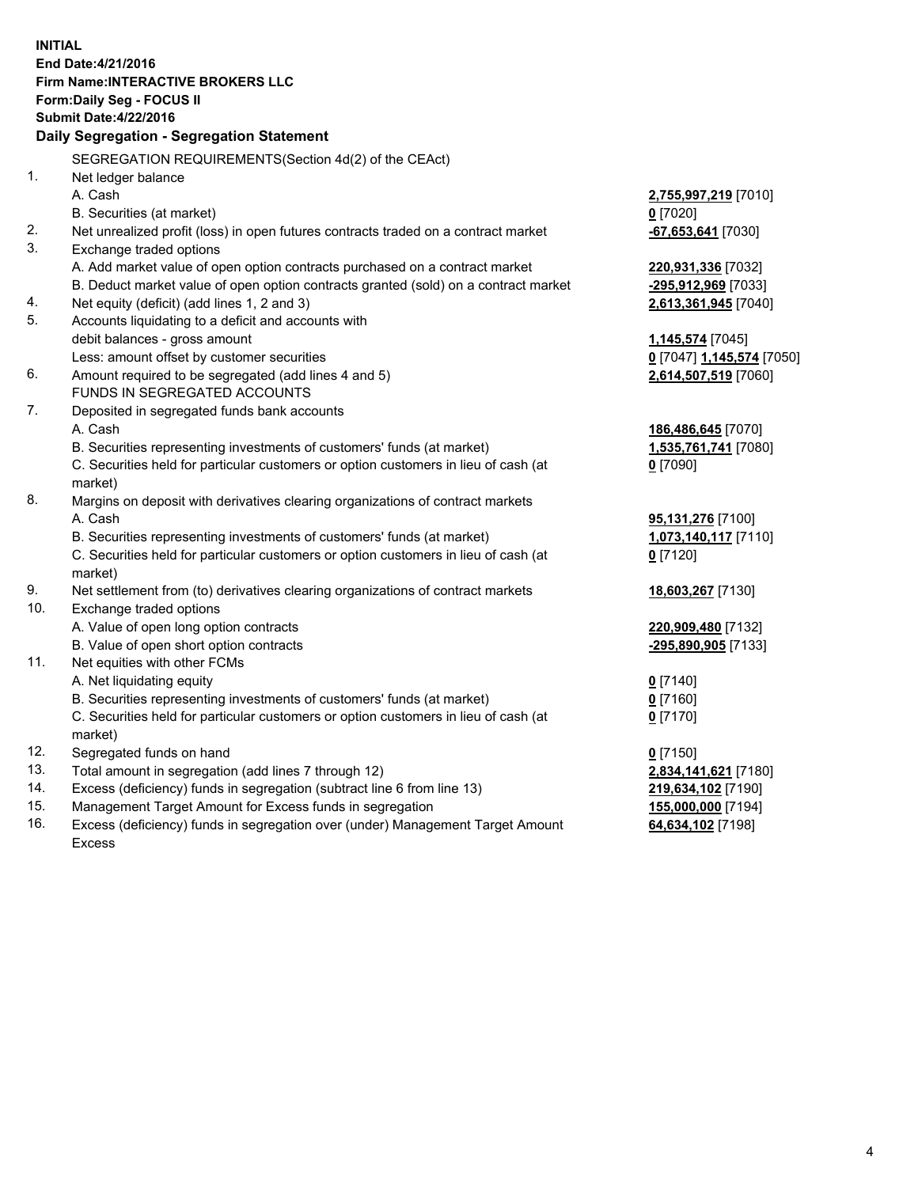**INITIAL**
**End Date:4/21/2016**
**Firm Name:INTERACTIVE BROKERS LLC**
**Form:Daily Seg - FOCUS II**
**Submit Date:4/22/2016**

## Daily Segregation - Segregation Statement

| | | |
|---|---|---|
| | SEGREGATION REQUIREMENTS(Section 4d(2) of the CEAct) | |
| 1. | Net ledger balance | |
| | A. Cash | **2,755,997,219** [7010] |
| | B. Securities (at market) | **0** [7020] |
| 2. | Net unrealized profit (loss) in open futures contracts traded on a contract market | **-67,653,641** [7030] |
| 3. | Exchange traded options | |
| | A. Add market value of open option contracts purchased on a contract market | **220,931,336** [7032] |
| | B. Deduct market value of open option contracts granted (sold) on a contract market | **-295,912,969** [7033] |
| 4. | Net equity (deficit) (add lines 1, 2 and 3) | **2,613,361,945** [7040] |
| 5. | Accounts liquidating to a deficit and accounts with debit balances - gross amount | **1,145,574** [7045] |
| | Less: amount offset by customer securities | **0** [7047] **1,145,574** [7050] |
| 6. | Amount required to be segregated (add lines 4 and 5) | **2,614,507,519** [7060] |
| | FUNDS IN SEGREGATED ACCOUNTS | |
| 7. | Deposited in segregated funds bank accounts | |
| | A. Cash | **186,486,645** [7070] |
| | B. Securities representing investments of customers' funds (at market) | **1,535,761,741** [7080] |
| | C. Securities held for particular customers or option customers in lieu of cash (at market) | **0** [7090] |
| 8. | Margins on deposit with derivatives clearing organizations of contract markets | |
| | A. Cash | **95,131,276** [7100] |
| | B. Securities representing investments of customers' funds (at market) | **1,073,140,117** [7110] |
| | C. Securities held for particular customers or option customers in lieu of cash (at market) | **0** [7120] |
| 9. | Net settlement from (to) derivatives clearing organizations of contract markets | **18,603,267** [7130] |
| 10. | Exchange traded options | |
| | A. Value of open long option contracts | **220,909,480** [7132] |
| | B. Value of open short option contracts | **-295,890,905** [7133] |
| 11. | Net equities with other FCMs | |
| | A. Net liquidating equity | **0** [7140] |
| | B. Securities representing investments of customers' funds (at market) | **0** [7160] |
| | C. Securities held for particular customers or option customers in lieu of cash (at market) | **0** [7170] |
| 12. | Segregated funds on hand | **0** [7150] |
| 13. | Total amount in segregation (add lines 7 through 12) | **2,834,141,621** [7180] |
| 14. | Excess (deficiency) funds in segregation (subtract line 6 from line 13) | **219,634,102** [7190] |
| 15. | Management Target Amount for Excess funds in segregation | **155,000,000** [7194] |
| 16. | Excess (deficiency) funds in segregation over (under) Management Target Amount Excess | **64,634,102** [7198] |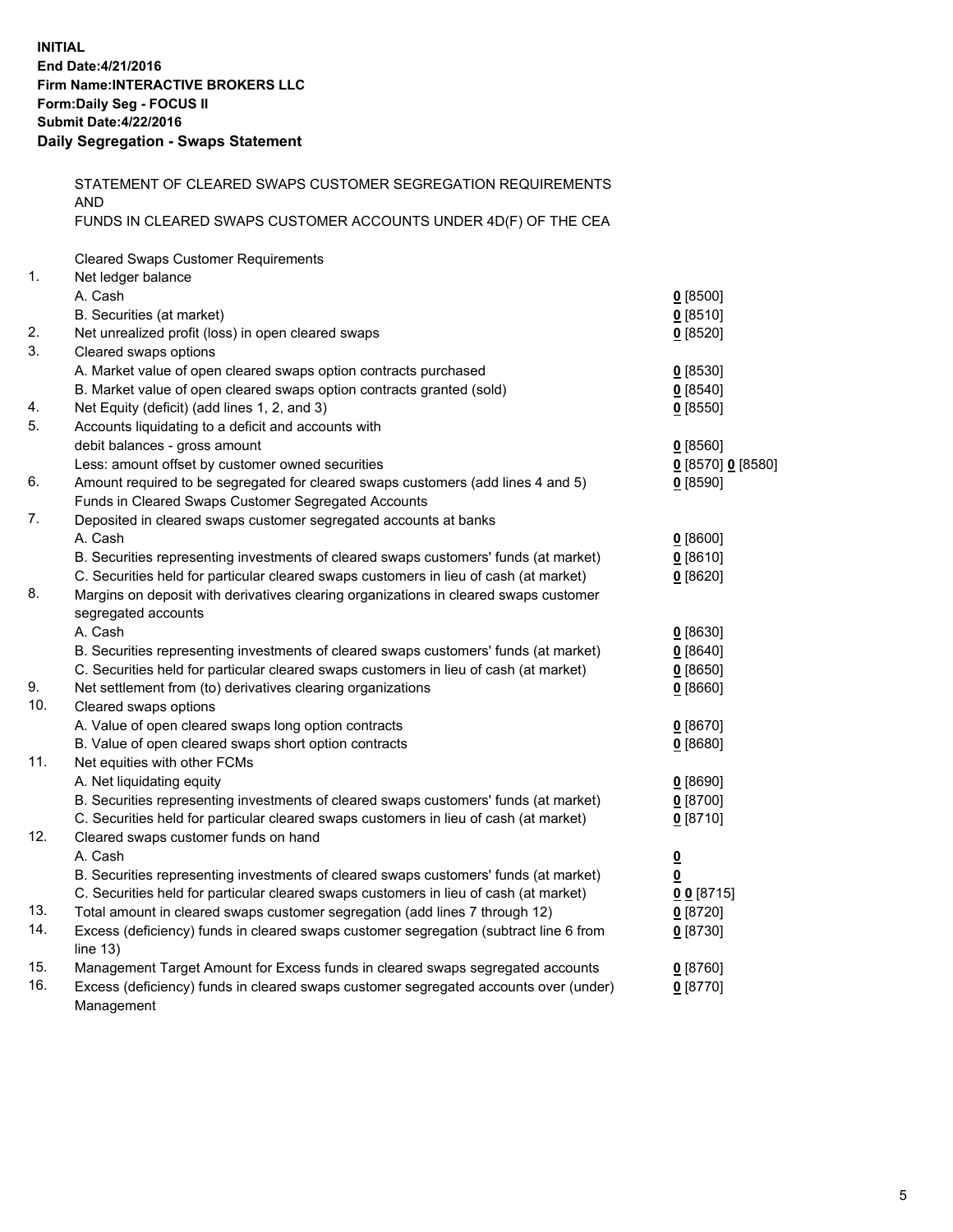**INITIAL**
**End Date:4/21/2016**
**Firm Name:INTERACTIVE BROKERS LLC**
**Form:Daily Seg - FOCUS II**
**Submit Date:4/22/2016**
**Daily Segregation - Swaps Statement**

STATEMENT OF CLEARED SWAPS CUSTOMER SEGREGATION REQUIREMENTS AND FUNDS IN CLEARED SWAPS CUSTOMER ACCOUNTS UNDER 4D(F) OF THE CEA

| | | |
|---|---|---|
| | Cleared Swaps Customer Requirements | |
| 1. | Net ledger balance | |
| | A. Cash | 0 [8500] |
| | B. Securities (at market) | 0 [8510] |
| 2. | Net unrealized profit (loss) in open cleared swaps | 0 [8520] |
| 3. | Cleared swaps options | |
| | A. Market value of open cleared swaps option contracts purchased | 0 [8530] |
| | B. Market value of open cleared swaps option contracts granted (sold) | 0 [8540] |
| 4. | Net Equity (deficit) (add lines 1, 2, and 3) | 0 [8550] |
| 5. | Accounts liquidating to a deficit and accounts with debit balances - gross amount | 0 [8560] |
| | Less: amount offset by customer owned securities | 0 [8570] 0 [8580] |
| 6. | Amount required to be segregated for cleared swaps customers (add lines 4 and 5) | 0 [8590] |
| | Funds in Cleared Swaps Customer Segregated Accounts | |
| 7. | Deposited in cleared swaps customer segregated accounts at banks | |
| | A. Cash | 0 [8600] |
| | B. Securities representing investments of cleared swaps customers' funds (at market) | 0 [8610] |
| | C. Securities held for particular cleared swaps customers in lieu of cash (at market) | 0 [8620] |
| 8. | Margins on deposit with derivatives clearing organizations in cleared swaps customer segregated accounts | |
| | A. Cash | 0 [8630] |
| | B. Securities representing investments of cleared swaps customers' funds (at market) | 0 [8640] |
| | C. Securities held for particular cleared swaps customers in lieu of cash (at market) | 0 [8650] |
| 9. | Net settlement from (to) derivatives clearing organizations | 0 [8660] |
| 10. | Cleared swaps options | |
| | A. Value of open cleared swaps long option contracts | 0 [8670] |
| | B. Value of open cleared swaps short option contracts | 0 [8680] |
| 11. | Net equities with other FCMs | |
| | A. Net liquidating equity | 0 [8690] |
| | B. Securities representing investments of cleared swaps customers' funds (at market) | 0 [8700] |
| | C. Securities held for particular cleared swaps customers in lieu of cash (at market) | 0 [8710] |
| 12. | Cleared swaps customer funds on hand | |
| | A. Cash | 0 |
| | B. Securities representing investments of cleared swaps customers' funds (at market) | 0 |
| | C. Securities held for particular cleared swaps customers in lieu of cash (at market) | 0 0 [8715] |
| 13. | Total amount in cleared swaps customer segregation (add lines 7 through 12) | 0 [8720] |
| 14. | Excess (deficiency) funds in cleared swaps customer segregation (subtract line 6 from line 13) | 0 [8730] |
| 15. | Management Target Amount for Excess funds in cleared swaps segregated accounts | 0 [8760] |
| 16. | Excess (deficiency) funds in cleared swaps customer segregated accounts over (under) Management | 0 [8770] |